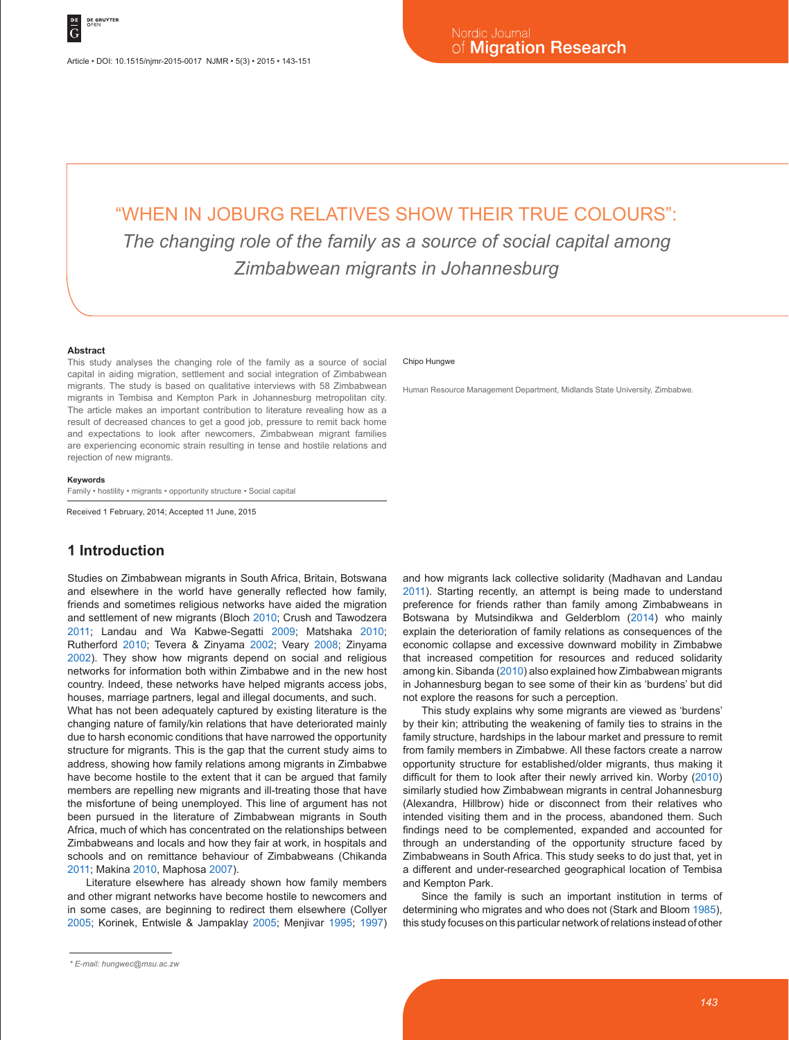# "WHEN IN JOBURG RELATIVES SHOW THEIR TRUE COLOURS":

## *The changing role of the family as a source of social capital among Zimbabwean migrants in Johannesburg*

Chipo Hungwe

Human Resource Management Department, Midlands State University, Zimbabwe.

### Abstract

This study analyses the changing role of the family as a source of social capital in aiding migration, settlement and social integration of Zimbabwean migrants. The study is based on qualitative interviews with 58 Zimbabwean migrants in Tembisa and Kempton Park in Johannesburg metropolitan city. The article makes an important contribution to literature revealing how as a result of decreased chances to get a good job, pressure to remit back home and expectations to look after newcomers, Zimbabwean migrant families are experiencing economic strain resulting in tense and hostile relations and rejection of new migrants.

### Keywords

Family • hostility • migrants • opportunity structure • Social capital

Received 1 February, 2014; Accepted 11 June, 2015

## 1 Introduction

Studies on Zimbabwean migrants in South Africa, Britain, Botswana and elsewhere in the world have generally reflected how family, friends and sometimes religious networks have aided the migration and settlement of new migrants (Bloch 2010; Crush and Tawodzera 2011; Landau and Wa Kabwe-Segatti 2009; Matshaka 2010; Rutherford 2010; Tevera & Zinyama 2002; Veary 2008; Zinyama 2002). They show how migrants depend on social and religious networks for information both within Zimbabwe and in the new host country. Indeed, these networks have helped migrants access jobs, houses, marriage partners, legal and illegal documents, and such.

What has not been adequately captured by existing literature is the changing nature of family/kin relations that have deteriorated mainly due to harsh economic conditions that have narrowed the opportunity structure for migrants. This is the gap that the current study aims to address, showing how family relations among migrants in Zimbabwe have become hostile to the extent that it can be argued that family members are repelling new migrants and ill-treating those that have the misfortune of being unemployed. This line of argument has not been pursued in the literature of Zimbabwean migrants in South Africa, much of which has concentrated on the relationships between Zimbabweans and locals and how they fair at work, in hospitals and schools and on remittance behaviour of Zimbabweans (Chikanda 2011; Makina 2010, Maphosa 2007).

Literature elsewhere has already shown how family members and other migrant networks have become hostile to newcomers and in some cases, are beginning to redirect them elsewhere (Collyer 2005; Korinek, Entwisle & Jampaklay 2005; Menjivar 1995; 1997) and how migrants lack collective solidarity (Madhavan and Landau 2011). Starting recently, an attempt is being made to understand preference for friends rather than family among Zimbabweans in Botswana by Mutsindikwa and Gelderblom (2014) who mainly explain the deterioration of family relations as consequences of the economic collapse and excessive downward mobility in Zimbabwe that increased competition for resources and reduced solidarity among kin. Sibanda (2010) also explained how Zimbabwean migrants in Johannesburg began to see some of their kin as 'burdens' but did not explore the reasons for such a perception.

This study explains why some migrants are viewed as 'burdens' by their kin; attributing the weakening of family ties to strains in the family structure, hardships in the labour market and pressure to remit from family members in Zimbabwe. All these factors create a narrow opportunity structure for established/older migrants, thus making it difficult for them to look after their newly arrived kin. Worby (2010) similarly studied how Zimbabwean migrants in central Johannesburg (Alexandra, Hillbrow) hide or disconnect from their relatives who intended visiting them and in the process, abandoned them. Such findings need to be complemented, expanded and accounted for through an understanding of the opportunity structure faced by Zimbabweans in South Africa. This study seeks to do just that, yet in a different and under-researched geographical location of Tembisa and Kempton Park.

Since the family is such an important institution in terms of determining who migrates and who does not (Stark and Bloom 1985), this study focuses on this particular network of relations instead of other

\* E-mail: hungwec@msu.ac.zw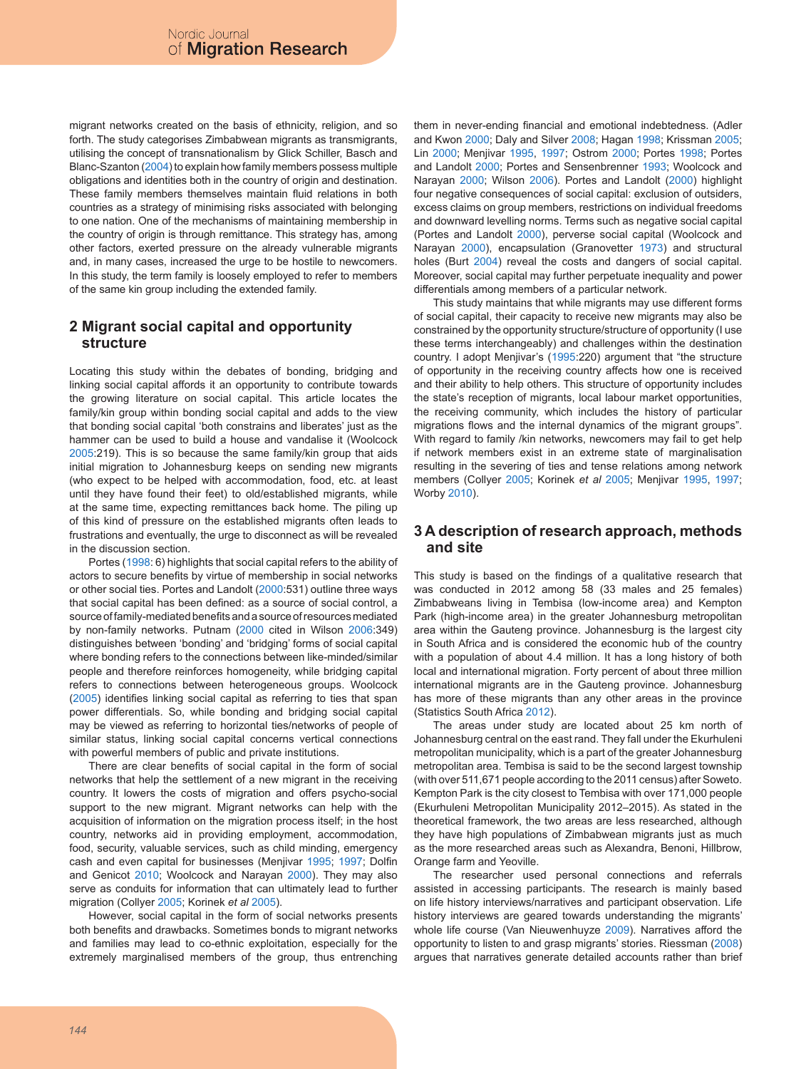migrant networks created on the basis of ethnicity, religion, and so forth. The study categorises Zimbabwean migrants as transmigrants, utilising the concept of transnationalism by Glick Schiller, Basch and Blanc-Szanton (2004) to explain how family members possess multiple obligations and identities both in the country of origin and destination. These family members themselves maintain fluid relations in both countries as a strategy of minimising risks associated with belonging to one nation. One of the mechanisms of maintaining membership in the country of origin is through remittance. This strategy has, among other factors, exerted pressure on the already vulnerable migrants and, in many cases, increased the urge to be hostile to newcomers. In this study, the term family is loosely employed to refer to members of the same kin group including the extended family.

## 2 Migrant social capital and opportunity structure

Locating this study within the debates of bonding, bridging and linking social capital affords it an opportunity to contribute towards the growing literature on social capital. This article locates the family/kin group within bonding social capital and adds to the view that bonding social capital 'both constrains and liberates' just as the hammer can be used to build a house and vandalise it (Woolcock 2005:219). This is so because the same family/kin group that aids initial migration to Johannesburg keeps on sending new migrants (who expect to be helped with accommodation, food, etc. at least until they have found their feet) to old/established migrants, while at the same time, expecting remittances back home. The piling up of this kind of pressure on the established migrants often leads to frustrations and eventually, the urge to disconnect as will be revealed in the discussion section.

Portes (1998: 6) highlights that social capital refers to the ability of actors to secure benefits by virtue of membership in social networks or other social ties. Portes and Landolt (2000:531) outline three ways that social capital has been defined: as a source of social control, a source of family-mediated benefits and a source of resources mediated by non-family networks. Putnam (2000 cited in Wilson 2006:349) distinguishes between 'bonding' and 'bridging' forms of social capital where bonding refers to the connections between like-minded/similar people and therefore reinforces homogeneity, while bridging capital refers to connections between heterogeneous groups. Woolcock (2005) identifies linking social capital as referring to ties that span power differentials. So, while bonding and bridging social capital may be viewed as referring to horizontal ties/networks of people of similar status, linking social capital concerns vertical connections with powerful members of public and private institutions.

There are clear benefits of social capital in the form of social networks that help the settlement of a new migrant in the receiving country. It lowers the costs of migration and offers psycho-social support to the new migrant. Migrant networks can help with the acquisition of information on the migration process itself; in the host country, networks aid in providing employment, accommodation, food, security, valuable services, such as child minding, emergency cash and even capital for businesses (Menjivar 1995; 1997; Dolfin and Genicot 2010; Woolcock and Narayan 2000). They may also serve as conduits for information that can ultimately lead to further migration (Collyer 2005; Korinek *et al* 2005).

However, social capital in the form of social networks presents both benefits and drawbacks. Sometimes bonds to migrant networks and families may lead to co-ethnic exploitation, especially for the extremely marginalised members of the group, thus entrenching them in never-ending financial and emotional indebtedness. (Adler and Kwon 2000; Daly and Silver 2008; Hagan 1998; Krissman 2005; Lin 2000; Menjivar 1995, 1997; Ostrom 2000; Portes 1998; Portes and Landolt 2000; Portes and Sensenbrenner 1993; Woolcock and Narayan 2000; Wilson 2006). Portes and Landolt (2000) highlight four negative consequences of social capital: exclusion of outsiders, excess claims on group members, restrictions on individual freedoms and downward levelling norms. Terms such as negative social capital (Portes and Landolt 2000), perverse social capital (Woolcock and Narayan 2000), encapsulation (Granovetter 1973) and structural holes (Burt 2004) reveal the costs and dangers of social capital. Moreover, social capital may further perpetuate inequality and power differentials among members of a particular network.

This study maintains that while migrants may use different forms of social capital, their capacity to receive new migrants may also be constrained by the opportunity structure/structure of opportunity (I use these terms interchangeably) and challenges within the destination country. I adopt Menjivar's (1995:220) argument that "the structure of opportunity in the receiving country affects how one is received and their ability to help others. This structure of opportunity includes the state's reception of migrants, local labour market opportunities, the receiving community, which includes the history of particular migrations flows and the internal dynamics of the migrant groups". With regard to family /kin networks, newcomers may fail to get help if network members exist in an extreme state of marginalisation resulting in the severing of ties and tense relations among network members (Collyer 2005; Korinek *et al* 2005; Menjivar 1995, 1997; Worby 2010).

## 3 A description of research approach, methods and site

This study is based on the findings of a qualitative research that was conducted in 2012 among 58 (33 males and 25 females) Zimbabweans living in Tembisa (low-income area) and Kempton Park (high-income area) in the greater Johannesburg metropolitan area within the Gauteng province. Johannesburg is the largest city in South Africa and is considered the economic hub of the country with a population of about 4.4 million. It has a long history of both local and international migration. Forty percent of about three million international migrants are in the Gauteng province. Johannesburg has more of these migrants than any other areas in the province (Statistics South Africa 2012).

The areas under study are located about 25 km north of Johannesburg central on the east rand. They fall under the Ekurhuleni metropolitan municipality, which is a part of the greater Johannesburg metropolitan area. Tembisa is said to be the second largest township (with over 511,671 people according to the 2011 census) after Soweto. Kempton Park is the city closest to Tembisa with over 171,000 people (Ekurhuleni Metropolitan Municipality 2012–2015). As stated in the theoretical framework, the two areas are less researched, although they have high populations of Zimbabwean migrants just as much as the more researched areas such as Alexandra, Benoni, Hillbrow, Orange farm and Yeoville.

The researcher used personal connections and referrals assisted in accessing participants. The research is mainly based on life history interviews/narratives and participant observation. Life history interviews are geared towards understanding the migrants' whole life course (Van Nieuwenhuyze 2009). Narratives afford the opportunity to listen to and grasp migrants' stories. Riessman (2008) argues that narratives generate detailed accounts rather than brief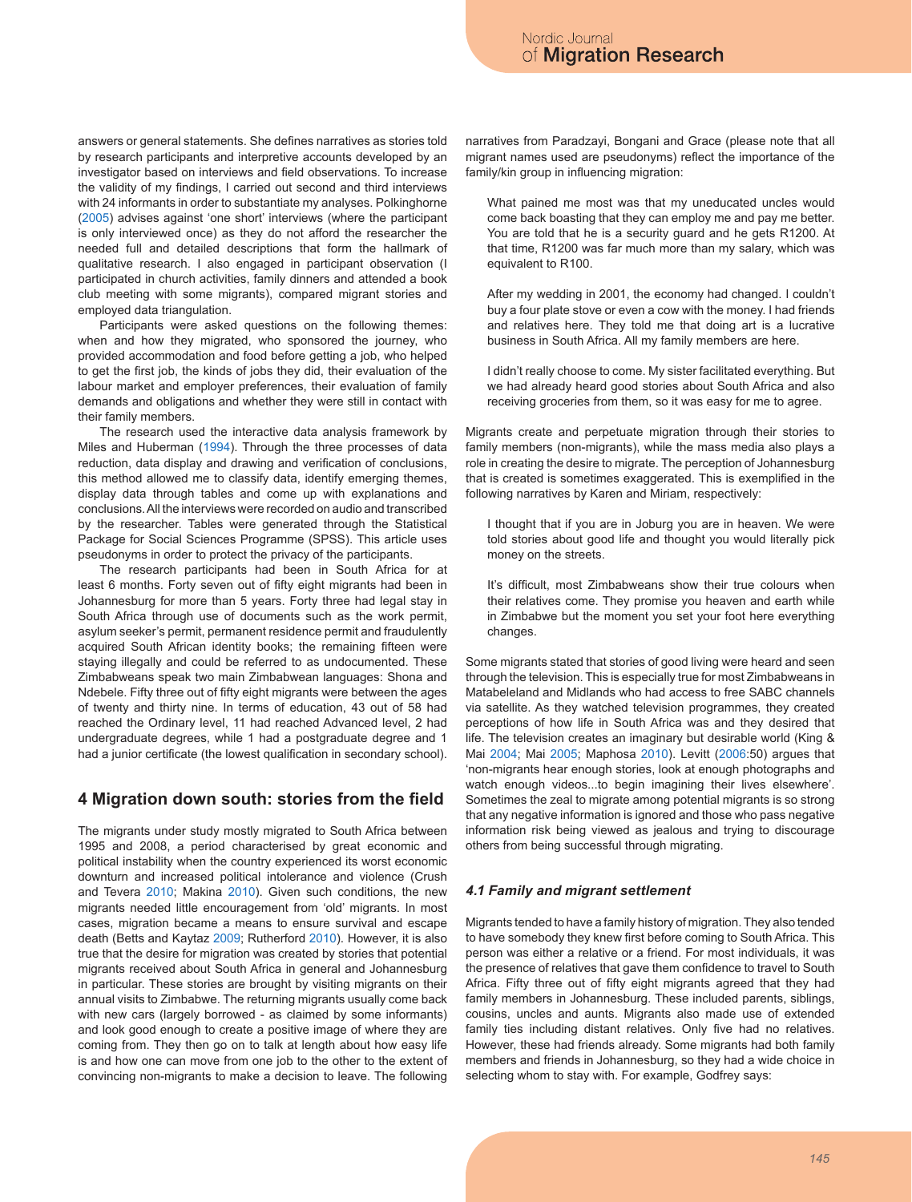answers or general statements. She defines narratives as stories told by research participants and interpretive accounts developed by an investigator based on interviews and field observations. To increase the validity of my findings, I carried out second and third interviews with 24 informants in order to substantiate my analyses. Polkinghorne (2005) advises against 'one short' interviews (where the participant is only interviewed once) as they do not afford the researcher the needed full and detailed descriptions that form the hallmark of qualitative research. I also engaged in participant observation (I participated in church activities, family dinners and attended a book club meeting with some migrants), compared migrant stories and employed data triangulation.

Participants were asked questions on the following themes: when and how they migrated, who sponsored the journey, who provided accommodation and food before getting a job, who helped to get the first job, the kinds of jobs they did, their evaluation of the labour market and employer preferences, their evaluation of family demands and obligations and whether they were still in contact with their family members.

The research used the interactive data analysis framework by Miles and Huberman (1994). Through the three processes of data reduction, data display and drawing and verification of conclusions, this method allowed me to classify data, identify emerging themes, display data through tables and come up with explanations and conclusions. All the interviews were recorded on audio and transcribed by the researcher. Tables were generated through the Statistical Package for Social Sciences Programme (SPSS). This article uses pseudonyms in order to protect the privacy of the participants.

The research participants had been in South Africa for at least 6 months. Forty seven out of fifty eight migrants had been in Johannesburg for more than 5 years. Forty three had legal stay in South Africa through use of documents such as the work permit, asylum seeker's permit, permanent residence permit and fraudulently acquired South African identity books; the remaining fifteen were staying illegally and could be referred to as undocumented. These Zimbabweans speak two main Zimbabwean languages: Shona and Ndebele. Fifty three out of fifty eight migrants were between the ages of twenty and thirty nine. In terms of education, 43 out of 58 had reached the Ordinary level, 11 had reached Advanced level, 2 had undergraduate degrees, while 1 had a postgraduate degree and 1 had a junior certificate (the lowest qualification in secondary school).

## 4 Migration down south: stories from the field

The migrants under study mostly migrated to South Africa between 1995 and 2008, a period characterised by great economic and political instability when the country experienced its worst economic downturn and increased political intolerance and violence (Crush and Tevera 2010; Makina 2010). Given such conditions, the new migrants needed little encouragement from 'old' migrants. In most cases, migration became a means to ensure survival and escape death (Betts and Kaytaz 2009; Rutherford 2010). However, it is also true that the desire for migration was created by stories that potential migrants received about South Africa in general and Johannesburg in particular. These stories are brought by visiting migrants on their annual visits to Zimbabwe. The returning migrants usually come back with new cars (largely borrowed - as claimed by some informants) and look good enough to create a positive image of where they are coming from. They then go on to talk at length about how easy life is and how one can move from one job to the other to the extent of convincing non-migrants to make a decision to leave. The following narratives from Paradzayi, Bongani and Grace (please note that all migrant names used are pseudonyms) reflect the importance of the family/kin group in influencing migration:

> What pained me most was that my uneducated uncles would come back boasting that they can employ me and pay me better. You are told that he is a security guard and he gets R1200. At that time, R1200 was far much more than my salary, which was equivalent to R100.

> After my wedding in 2001, the economy had changed. I couldn't buy a four plate stove or even a cow with the money. I had friends and relatives here. They told me that doing art is a lucrative business in South Africa. All my family members are here.

> I didn't really choose to come. My sister facilitated everything. But we had already heard good stories about South Africa and also receiving groceries from them, so it was easy for me to agree.

Migrants create and perpetuate migration through their stories to family members (non-migrants), while the mass media also plays a role in creating the desire to migrate. The perception of Johannesburg that is created is sometimes exaggerated. This is exemplified in the following narratives by Karen and Miriam, respectively:

> I thought that if you are in Joburg you are in heaven. We were told stories about good life and thought you would literally pick money on the streets.

> It's difficult, most Zimbabweans show their true colours when their relatives come. They promise you heaven and earth while in Zimbabwe but the moment you set your foot here everything changes.

Some migrants stated that stories of good living were heard and seen through the television. This is especially true for most Zimbabweans in Matabeleland and Midlands who had access to free SABC channels via satellite. As they watched television programmes, they created perceptions of how life in South Africa was and they desired that life. The television creates an imaginary but desirable world (King & Mai 2004; Mai 2005; Maphosa 2010). Levitt (2006:50) argues that 'non-migrants hear enough stories, look at enough photographs and watch enough videos...to begin imagining their lives elsewhere'. Sometimes the zeal to migrate among potential migrants is so strong that any negative information is ignored and those who pass negative information risk being viewed as jealous and trying to discourage others from being successful through migrating.

### *4.1 Family and migrant settlement*

Migrants tended to have a family history of migration. They also tended to have somebody they knew first before coming to South Africa. This person was either a relative or a friend. For most individuals, it was the presence of relatives that gave them confidence to travel to South Africa. Fifty three out of fifty eight migrants agreed that they had family members in Johannesburg. These included parents, siblings, cousins, uncles and aunts. Migrants also made use of extended family ties including distant relatives. Only five had no relatives. However, these had friends already. Some migrants had both family members and friends in Johannesburg, so they had a wide choice in selecting whom to stay with. For example, Godfrey says: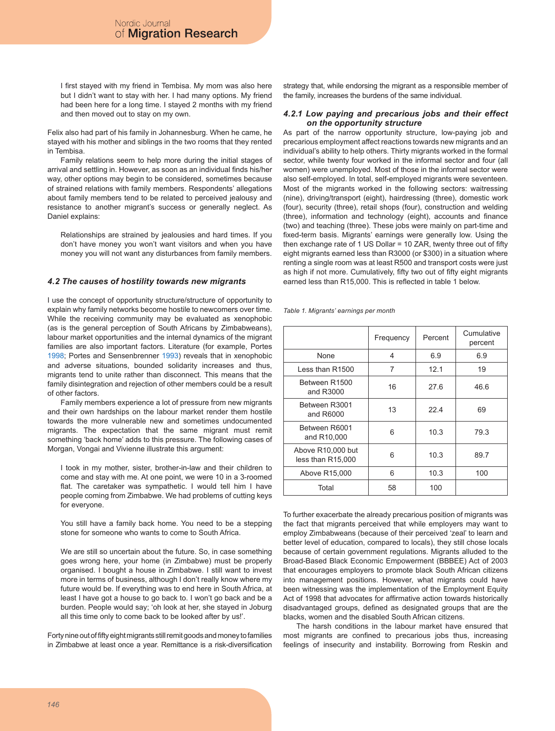I first stayed with my friend in Tembisa. My mom was also here but I didn't want to stay with her. I had many options. My friend had been here for a long time. I stayed 2 months with my friend and then moved out to stay on my own.

Felix also had part of his family in Johannesburg. When he came, he stayed with his mother and siblings in the two rooms that they rented in Tembisa.

Family relations seem to help more during the initial stages of arrival and settling in. However, as soon as an individual finds his/her way, other options may begin to be considered, sometimes because of strained relations with family members. Respondents' allegations about family members tend to be related to perceived jealousy and resistance to another migrant's success or generally neglect. As Daniel explains:

> Relationships are strained by jealousies and hard times. If you don't have money you won't want visitors and when you have money you will not want any disturbances from family members.

### *4.2 The causes of hostility towards new migrants*

I use the concept of opportunity structure/structure of opportunity to explain why family networks become hostile to newcomers over time. While the receiving community may be evaluated as xenophobic (as is the general perception of South Africans by Zimbabweans), labour market opportunities and the internal dynamics of the migrant families are also important factors. Literature (for example, Portes 1998; Portes and Sensenbrenner 1993) reveals that in xenophobic and adverse situations, bounded solidarity increases and thus, migrants tend to unite rather than disconnect. This means that the family disintegration and rejection of other members could be a result of other factors.

Family members experience a lot of pressure from new migrants and their own hardships on the labour market render them hostile towards the more vulnerable new and sometimes undocumented migrants. The expectation that the same migrant must remit something 'back home' adds to this pressure. The following cases of Morgan, Vongai and Vivienne illustrate this argument:

> I took in my mother, sister, brother-in-law and their children to come and stay with me. At one point, we were 10 in a 3-roomed flat. The caretaker was sympathetic. I would tell him I have people coming from Zimbabwe. We had problems of cutting keys for everyone.

> You still have a family back home. You need to be a stepping stone for someone who wants to come to South Africa.

> We are still so uncertain about the future. So, in case something goes wrong here, your home (in Zimbabwe) must be properly organised. I bought a house in Zimbabwe. I still want to invest more in terms of business, although I don't really know where my future would be. If everything was to end here in South Africa, at least I have got a house to go back to. I won't go back and be a burden. People would say; 'oh look at her, she stayed in Joburg all this time only to come back to be looked after by us!'.

Forty nine out of fifty eight migrants still remit goods and money to families in Zimbabwe at least once a year. Remittance is a risk-diversification strategy that, while endorsing the migrant as a responsible member of the family, increases the burdens of the same individual.

#### *4.2.1 Low paying and precarious jobs and their effect on the opportunity structure*

As part of the narrow opportunity structure, low-paying job and precarious employment affect reactions towards new migrants and an individual's ability to help others. Thirty migrants worked in the formal sector, while twenty four worked in the informal sector and four (all women) were unemployed. Most of those in the informal sector were also self-employed. In total, self-employed migrants were seventeen. Most of the migrants worked in the following sectors: waitressing (nine), driving/transport (eight), hairdressing (three), domestic work (four), security (three), retail shops (four), construction and welding (three), information and technology (eight), accounts and finance (two) and teaching (three). These jobs were mainly on part-time and fixed-term basis. Migrants' earnings were generally low. Using the then exchange rate of 1 US Dollar = 10 ZAR, twenty three out of fifty eight migrants earned less than R3000 (or $300) in a situation where renting a single room was at least R500 and transport costs were just as high if not more. Cumulatively, fifty two out of fifty eight migrants earned less than R15,000. This is reflected in table 1 below.

*Table 1. Migrants' earnings per month*

| | Frequency | Percent | Cumulative percent |
|---|---|---|---|
| None | 4 | 6.9 | 6.9 |
| Less than R1500 | 7 | 12.1 | 19 |
| Between R1500 and R3000 | 16 | 27.6 | 46.6 |
| Between R3001 and R6000 | 13 | 22.4 | 69 |
| Between R6001 and R10,000 | 6 | 10.3 | 79.3 |
| Above R10,000 but less than R15,000 | 6 | 10.3 | 89.7 |
| Above R15,000 | 6 | 10.3 | 100 |
| Total | 58 | 100 | |

To further exacerbate the already precarious position of migrants was the fact that migrants perceived that while employers may want to employ Zimbabweans (because of their perceived 'zeal' to learn and better level of education, compared to locals), they still chose locals because of certain government regulations. Migrants alluded to the Broad-Based Black Economic Empowerment (BBBEE) Act of 2003 that encourages employers to promote black South African citizens into management positions. However, what migrants could have been witnessing was the implementation of the Employment Equity Act of 1998 that advocates for affirmative action towards historically disadvantaged groups, defined as designated groups that are the blacks, women and the disabled South African citizens.

The harsh conditions in the labour market have ensured that most migrants are confined to precarious jobs thus, increasing feelings of insecurity and instability. Borrowing from Reskin and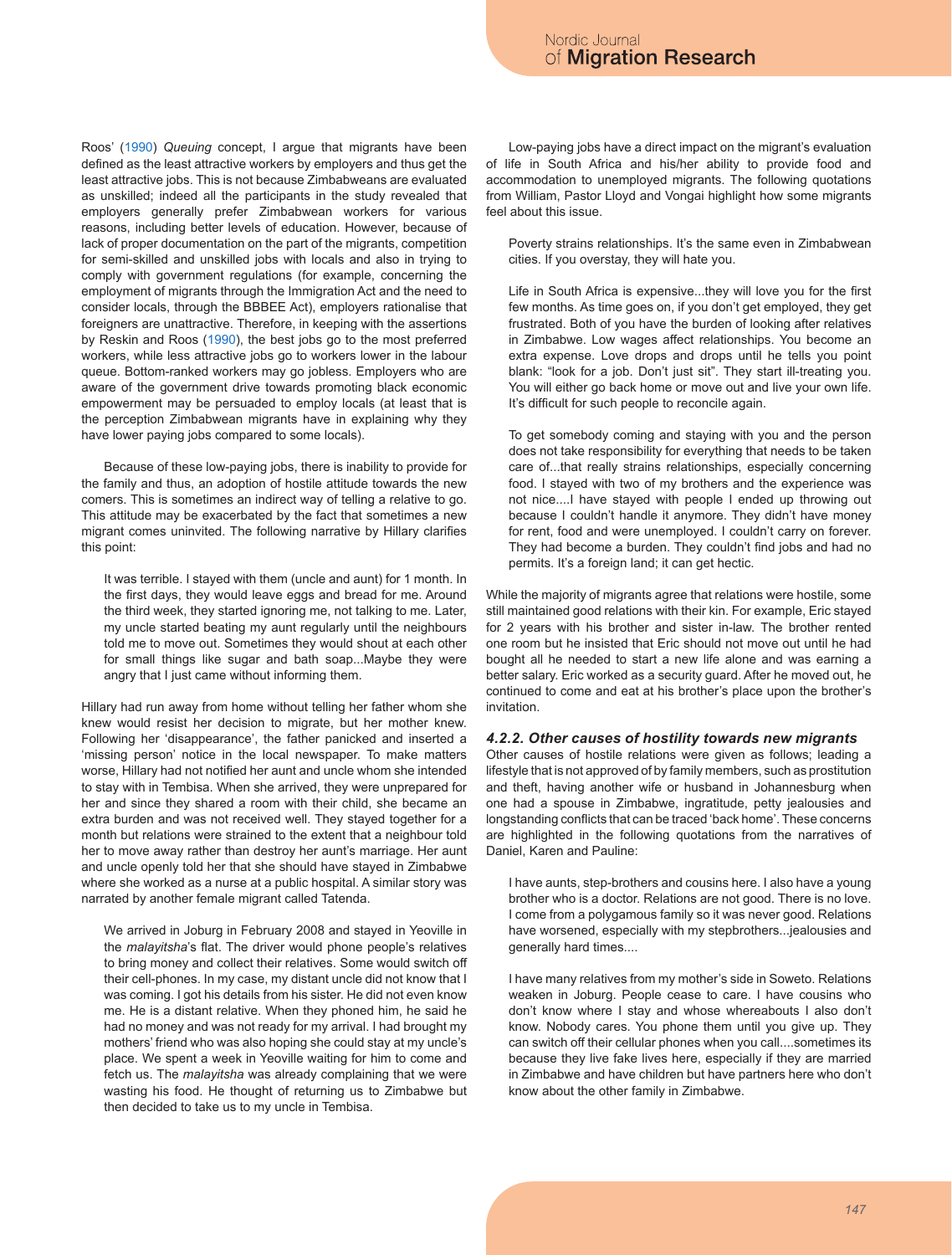Roos' (1990) *Queuing* concept, I argue that migrants have been defined as the least attractive workers by employers and thus get the least attractive jobs. This is not because Zimbabweans are evaluated as unskilled; indeed all the participants in the study revealed that employers generally prefer Zimbabwean workers for various reasons, including better levels of education. However, because of lack of proper documentation on the part of the migrants, competition for semi-skilled and unskilled jobs with locals and also in trying to comply with government regulations (for example, concerning the employment of migrants through the Immigration Act and the need to consider locals, through the BBBEE Act), employers rationalise that foreigners are unattractive. Therefore, in keeping with the assertions by Reskin and Roos (1990), the best jobs go to the most preferred workers, while less attractive jobs go to workers lower in the labour queue. Bottom-ranked workers may go jobless. Employers who are aware of the government drive towards promoting black economic empowerment may be persuaded to employ locals (at least that is the perception Zimbabwean migrants have in explaining why they have lower paying jobs compared to some locals).

Because of these low-paying jobs, there is inability to provide for the family and thus, an adoption of hostile attitude towards the new comers. This is sometimes an indirect way of telling a relative to go. This attitude may be exacerbated by the fact that sometimes a new migrant comes uninvited. The following narrative by Hillary clarifies this point:

> It was terrible. I stayed with them (uncle and aunt) for 1 month. In the first days, they would leave eggs and bread for me. Around the third week, they started ignoring me, not talking to me. Later, my uncle started beating my aunt regularly until the neighbours told me to move out. Sometimes they would shout at each other for small things like sugar and bath soap...Maybe they were angry that I just came without informing them.

Hillary had run away from home without telling her father whom she knew would resist her decision to migrate, but her mother knew. Following her 'disappearance', the father panicked and inserted a 'missing person' notice in the local newspaper. To make matters worse, Hillary had not notified her aunt and uncle whom she intended to stay with in Tembisa. When she arrived, they were unprepared for her and since they shared a room with their child, she became an extra burden and was not received well. They stayed together for a month but relations were strained to the extent that a neighbour told her to move away rather than destroy her aunt's marriage. Her aunt and uncle openly told her that she should have stayed in Zimbabwe where she worked as a nurse at a public hospital. A similar story was narrated by another female migrant called Tatenda.

> We arrived in Joburg in February 2008 and stayed in Yeoville in the *malayitsha*'s flat. The driver would phone people's relatives to bring money and collect their relatives. Some would switch off their cell-phones. In my case, my distant uncle did not know that I was coming. I got his details from his sister. He did not even know me. He is a distant relative. When they phoned him, he said he had no money and was not ready for my arrival. I had brought my mothers' friend who was also hoping she could stay at my uncle's place. We spent a week in Yeoville waiting for him to come and fetch us. The *malayitsha* was already complaining that we were wasting his food. He thought of returning us to Zimbabwe but then decided to take us to my uncle in Tembisa.

Low-paying jobs have a direct impact on the migrant's evaluation of life in South Africa and his/her ability to provide food and accommodation to unemployed migrants. The following quotations from William, Pastor Lloyd and Vongai highlight how some migrants feel about this issue.

> Poverty strains relationships. It's the same even in Zimbabwean cities. If you overstay, they will hate you.

> Life in South Africa is expensive...they will love you for the first few months. As time goes on, if you don't get employed, they get frustrated. Both of you have the burden of looking after relatives in Zimbabwe. Low wages affect relationships. You become an extra expense. Love drops and drops until he tells you point blank: "look for a job. Don't just sit". They start ill-treating you. You will either go back home or move out and live your own life. It's difficult for such people to reconcile again.

> To get somebody coming and staying with you and the person does not take responsibility for everything that needs to be taken care of...that really strains relationships, especially concerning food. I stayed with two of my brothers and the experience was not nice....I have stayed with people I ended up throwing out because I couldn't handle it anymore. They didn't have money for rent, food and were unemployed. I couldn't carry on forever. They had become a burden. They couldn't find jobs and had no permits. It's a foreign land; it can get hectic.

While the majority of migrants agree that relations were hostile, some still maintained good relations with their kin. For example, Eric stayed for 2 years with his brother and sister in-law. The brother rented one room but he insisted that Eric should not move out until he had bought all he needed to start a new life alone and was earning a better salary. Eric worked as a security guard. After he moved out, he continued to come and eat at his brother's place upon the brother's invitation.

### *4.2.2. Other causes of hostility towards new migrants*

Other causes of hostile relations were given as follows; leading a lifestyle that is not approved of by family members, such as prostitution and theft, having another wife or husband in Johannesburg when one had a spouse in Zimbabwe, ingratitude, petty jealousies and longstanding conflicts that can be traced 'back home'. These concerns are highlighted in the following quotations from the narratives of Daniel, Karen and Pauline:

> I have aunts, step-brothers and cousins here. I also have a young brother who is a doctor. Relations are not good. There is no love. I come from a polygamous family so it was never good. Relations have worsened, especially with my stepbrothers...jealousies and generally hard times....

> I have many relatives from my mother's side in Soweto. Relations weaken in Joburg. People cease to care. I have cousins who don't know where I stay and whose whereabouts I also don't know. Nobody cares. You phone them until you give up. They can switch off their cellular phones when you call....sometimes its because they live fake lives here, especially if they are married in Zimbabwe and have children but have partners here who don't know about the other family in Zimbabwe.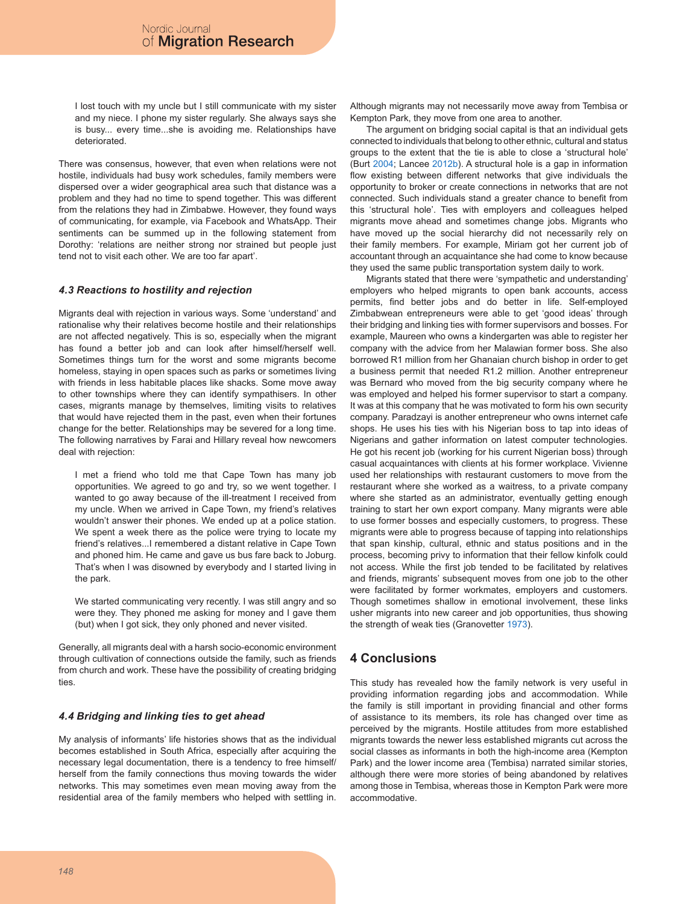> I lost touch with my uncle but I still communicate with my sister and my niece. I phone my sister regularly. She always says she is busy... every time...she is avoiding me. Relationships have deteriorated.

There was consensus, however, that even when relations were not hostile, individuals had busy work schedules, family members were dispersed over a wider geographical area such that distance was a problem and they had no time to spend together. This was different from the relations they had in Zimbabwe. However, they found ways of communicating, for example, via Facebook and WhatsApp. Their sentiments can be summed up in the following statement from Dorothy: 'relations are neither strong nor strained but people just tend not to visit each other. We are too far apart'.

### *4.3 Reactions to hostility and rejection*

Migrants deal with rejection in various ways. Some 'understand' and rationalise why their relatives became hostile and their relationships are not affected negatively. This is so, especially when the migrant has found a better job and can look after himself/herself well. Sometimes things turn for the worst and some migrants become homeless, staying in open spaces such as parks or sometimes living with friends in less habitable places like shacks. Some move away to other townships where they can identify sympathisers. In other cases, migrants manage by themselves, limiting visits to relatives that would have rejected them in the past, even when their fortunes change for the better. Relationships may be severed for a long time. The following narratives by Farai and Hillary reveal how newcomers deal with rejection:

> I met a friend who told me that Cape Town has many job opportunities. We agreed to go and try, so we went together. I wanted to go away because of the ill-treatment I received from my uncle. When we arrived in Cape Town, my friend's relatives wouldn't answer their phones. We ended up at a police station. We spent a week there as the police were trying to locate my friend's relatives...I remembered a distant relative in Cape Town and phoned him. He came and gave us bus fare back to Joburg. That's when I was disowned by everybody and I started living in the park.

> We started communicating very recently. I was still angry and so were they. They phoned me asking for money and I gave them (but) when I got sick, they only phoned and never visited.

Generally, all migrants deal with a harsh socio-economic environment through cultivation of connections outside the family, such as friends from church and work. These have the possibility of creating bridging ties.

### *4.4 Bridging and linking ties to get ahead*

My analysis of informants' life histories shows that as the individual becomes established in South Africa, especially after acquiring the necessary legal documentation, there is a tendency to free himself/herself from the family connections thus moving towards the wider networks. This may sometimes even mean moving away from the residential area of the family members who helped with settling in. Although migrants may not necessarily move away from Tembisa or Kempton Park, they move from one area to another.

The argument on bridging social capital is that an individual gets connected to individuals that belong to other ethnic, cultural and status groups to the extent that the tie is able to close a 'structural hole' (Burt 2004; Lancee 2012b). A structural hole is a gap in information flow existing between different networks that give individuals the opportunity to broker or create connections in networks that are not connected. Such individuals stand a greater chance to benefit from this 'structural hole'. Ties with employers and colleagues helped migrants move ahead and sometimes change jobs. Migrants who have moved up the social hierarchy did not necessarily rely on their family members. For example, Miriam got her current job of accountant through an acquaintance she had come to know because they used the same public transportation system daily to work.

Migrants stated that there were 'sympathetic and understanding' employers who helped migrants to open bank accounts, access permits, find better jobs and do better in life. Self-employed Zimbabwean entrepreneurs were able to get 'good ideas' through their bridging and linking ties with former supervisors and bosses. For example, Maureen who owns a kindergarten was able to register her company with the advice from her Malawian former boss. She also borrowed R1 million from her Ghanaian church bishop in order to get a business permit that needed R1.2 million. Another entrepreneur was Bernard who moved from the big security company where he was employed and helped his former supervisor to start a company. It was at this company that he was motivated to form his own security company. Paradzayi is another entrepreneur who owns internet cafe shops. He uses his ties with his Nigerian boss to tap into ideas of Nigerians and gather information on latest computer technologies. He got his recent job (working for his current Nigerian boss) through casual acquaintances with clients at his former workplace. Vivienne used her relationships with restaurant customers to move from the restaurant where she worked as a waitress, to a private company where she started as an administrator, eventually getting enough training to start her own export company. Many migrants were able to use former bosses and especially customers, to progress. These migrants were able to progress because of tapping into relationships that span kinship, cultural, ethnic and status positions and in the process, becoming privy to information that their fellow kinfolk could not access. While the first job tended to be facilitated by relatives and friends, migrants' subsequent moves from one job to the other were facilitated by former workmates, employers and customers. Though sometimes shallow in emotional involvement, these links usher migrants into new career and job opportunities, thus showing the strength of weak ties (Granovetter 1973).

## 4 Conclusions

This study has revealed how the family network is very useful in providing information regarding jobs and accommodation. While the family is still important in providing financial and other forms of assistance to its members, its role has changed over time as perceived by the migrants. Hostile attitudes from more established migrants towards the newer less established migrants cut across the social classes as informants in both the high-income area (Kempton Park) and the lower income area (Tembisa) narrated similar stories, although there were more stories of being abandoned by relatives among those in Tembisa, whereas those in Kempton Park were more accommodative.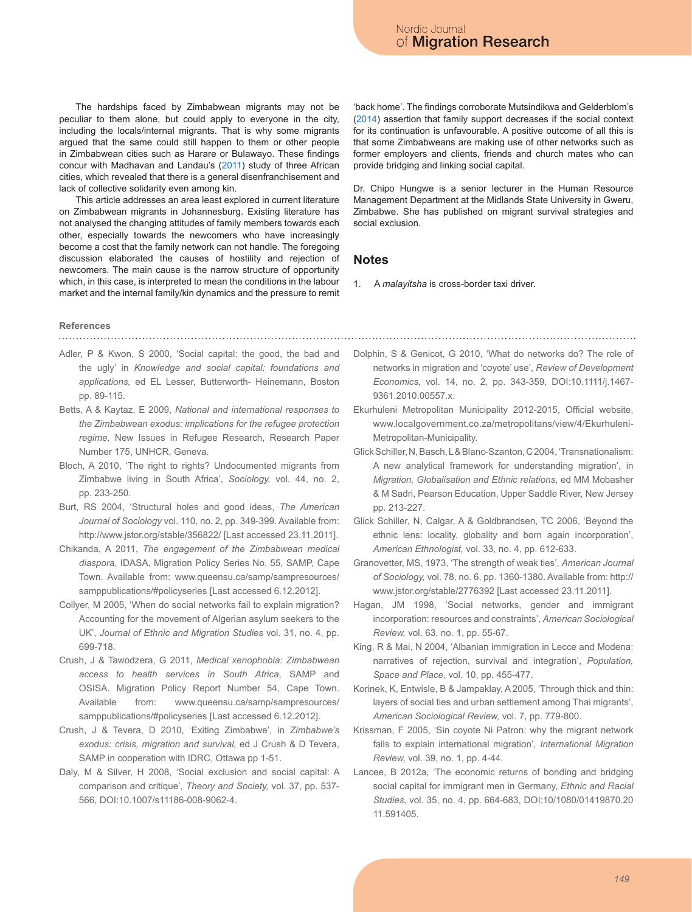The hardships faced by Zimbabwean migrants may not be peculiar to them alone, but could apply to everyone in the city, including the locals/internal migrants. That is why some migrants argued that the same could still happen to them or other people in Zimbabwean cities such as Harare or Bulawayo. These findings concur with Madhavan and Landau's (2011) study of three African cities, which revealed that there is a general disenfranchisement and lack of collective solidarity even among kin.

This article addresses an area least explored in current literature on Zimbabwean migrants in Johannesburg. Existing literature has not analysed the changing attitudes of family members towards each other, especially towards the newcomers who have increasingly become a cost that the family network can not handle. The foregoing discussion elaborated the causes of hostility and rejection of newcomers. The main cause is the narrow structure of opportunity which, in this case, is interpreted to mean the conditions in the labour market and the internal family/kin dynamics and the pressure to remit 'back home'. The findings corroborate Mutsindikwa and Gelderblom's (2014) assertion that family support decreases if the social context for its continuation is unfavourable. A positive outcome of all this is that some Zimbabweans are making use of other networks such as former employers and clients, friends and church mates who can provide bridging and linking social capital.

Dr. Chipo Hungwe is a senior lecturer in the Human Resource Management Department at the Midlands State University in Gweru, Zimbabwe. She has published on migrant survival strategies and social exclusion.

## Notes

1. A *malayitsha* is cross-border taxi driver.

### References

Adler, P & Kwon, S 2000, 'Social capital: the good, the bad and the ugly' in *Knowledge and social capital: foundations and applications,* ed EL Lesser, Butterworth- Heinemann, Boston pp. 89-115.

Betts, A & Kaytaz, E 2009, *National and international responses to the Zimbabwean exodus: implications for the refugee protection regime,* New Issues in Refugee Research, Research Paper Number 175, UNHCR, Geneva.

Bloch, A 2010, 'The right to rights? Undocumented migrants from Zimbabwe living in South Africa', *Sociology,* vol. 44, no. 2, pp. 233-250.

Burt, RS 2004, 'Structural holes and good ideas, *The American Journal of Sociology* vol. 110, no. 2, pp. 349-399. Available from: http://www.jstor.org/stable/356822/ [Last accessed 23.11.2011].

Chikanda, A 2011, *The engagement of the Zimbabwean medical diaspora*, IDASA, Migration Policy Series No. 55, SAMP, Cape Town. Available from: www.queensu.ca/samp/sampresources/samppublications/#policyseries [Last accessed 6.12.2012].

Collyer, M 2005, 'When do social networks fail to explain migration? Accounting for the movement of Algerian asylum seekers to the UK', *Journal of Ethnic and Migration Studies* vol. 31, no. 4, pp. 699-718.

Crush, J & Tawodzera, G 2011, *Medical xenophobia: Zimbabwean access to health services in South Africa*, SAMP and OSISA. Migration Policy Report Number 54, Cape Town. Available from: www.queensu.ca/samp/sampresources/samppublications/#policyseries [Last accessed 6.12.2012].

Crush, J & Tevera, D 2010, 'Exiting Zimbabwe', in *Zimbabwe's exodus: crisis, migration and survival,* ed J Crush & D Tevera, SAMP in cooperation with IDRC, Ottawa pp 1-51.

Daly, M & Silver, H 2008, 'Social exclusion and social capital: A comparison and critique', *Theory and Society,* vol. 37, pp. 537-566, DOI:10.1007/s11186-008-9062-4.

Dolphin, S & Genicot, G 2010, 'What do networks do? The role of networks in migration and 'coyote' use', *Review of Development Economics,* vol. 14, no. 2, pp. 343-359, DOI:10.1111/j.1467-9361.2010.00557.x.

Ekurhuleni Metropolitan Municipality 2012-2015, Official website, www.localgovernment.co.za/metropolitans/view/4/Ekurhuleni-Metropolitan-Municipality.

Glick Schiller, N, Basch, L & Blanc-Szanton, C 2004, 'Transnationalism: A new analytical framework for understanding migration', in *Migration, Globalisation and Ethnic relations*, ed MM Mobasher & M Sadri, Pearson Education, Upper Saddle River, New Jersey pp. 213-227.

Glick Schiller, N, Calgar, A & Guldbrandsen, TC 2006, 'Beyond the ethnic lens: locality, globality and born again incorporation', *American Ethnologist,* vol. 33, no. 4, pp. 612-633.

Granovetter, MS, 1973, 'The strength of weak ties', *American Journal of Sociology,* vol. 78, no. 6, pp. 1360-1380. Available from: http://www.jstor.org/stable/2776392 [Last accessed 23.11.2011].

Hagan, JM 1998, 'Social networks, gender and immigrant incorporation: resources and constraints', *American Sociological Review,* vol. 63, no. 1, pp. 55-67.

King, R & Mai, N 2004, 'Albanian immigration in Lecce and Modena: narratives of rejection, survival and integration', *Population, Space and Place,* vol. 10, pp. 455-477.

Korinek, K, Entwisle, B & Jampaklay, A 2005, 'Through thick and thin: layers of social ties and urban settlement among Thai migrants', *American Sociological Review,* vol. 7, pp. 779-800.

Krissman, F 2005, 'Sin coyote Ni Patron: why the migrant network fails to explain international migration', *International Migration Review,* vol. 39, no. 1, pp. 4-44.

Lancee, B 2012a, 'The economic returns of bonding and bridging social capital for immigrant men in Germany, *Ethnic and Racial Studies*, vol. 35, no. 4, pp. 664-683, DOI:10/1080/01419870.2011.591405.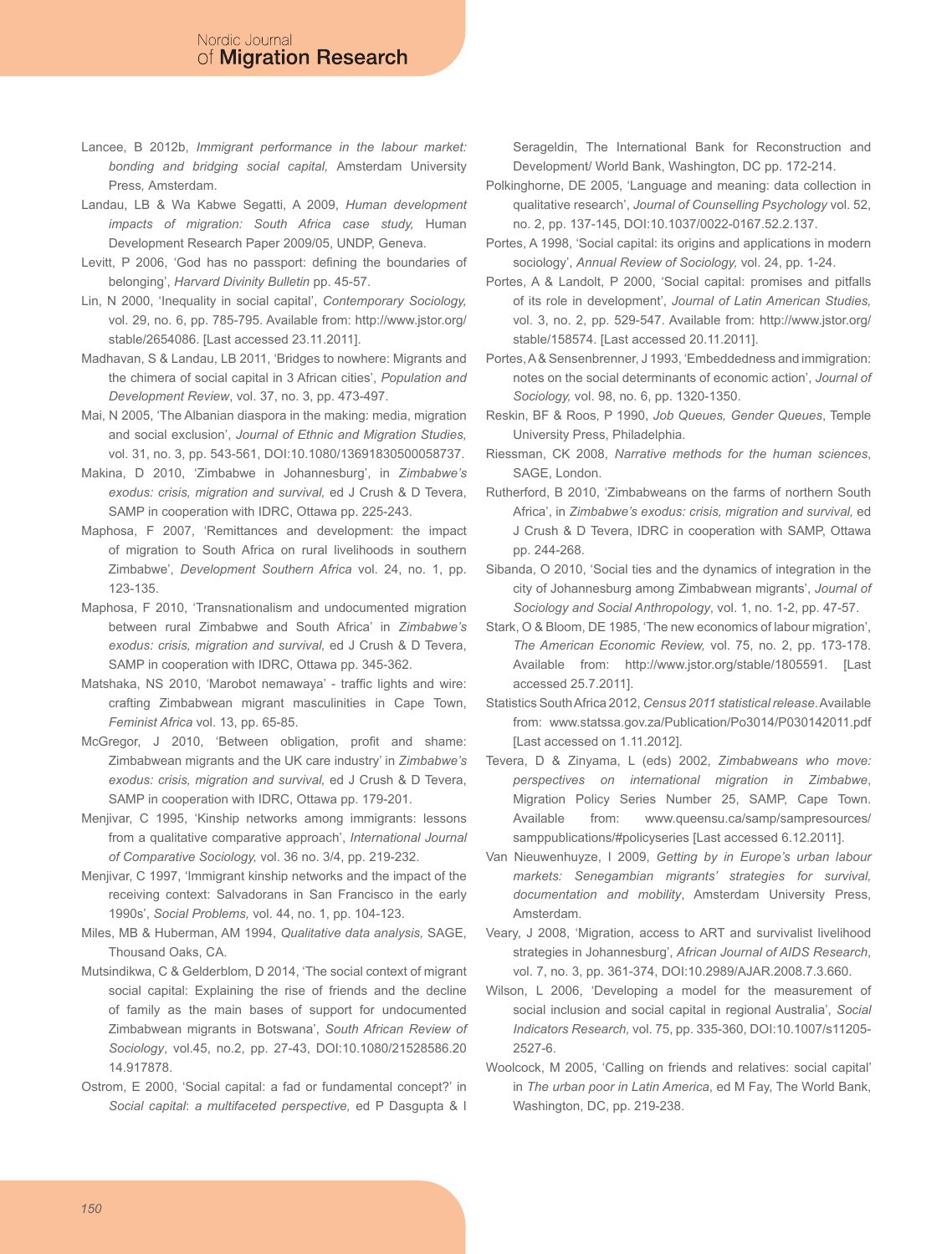Lancee, B 2012b, *Immigrant performance in the labour market: bonding and bridging social capital,* Amsterdam University Press, Amsterdam.

Landau, LB & Wa Kabwe Segatti, A 2009, *Human development impacts of migration: South Africa case study,* Human Development Research Paper 2009/05, UNDP, Geneva.

Levitt, P 2006, 'God has no passport: defining the boundaries of belonging', *Harvard Divinity Bulletin* pp. 45-57.

Lin, N 2000, 'Inequality in social capital', *Contemporary Sociology,* vol. 29, no. 6, pp. 785-795. Available from: http://www.jstor.org/stable/2654086. [Last accessed 23.11.2011].

Madhavan, S & Landau, LB 2011, 'Bridges to nowhere: Migrants and the chimera of social capital in 3 African cities', *Population and Development Review*, vol. 37, no. 3, pp. 473-497.

Mai, N 2005, 'The Albanian diaspora in the making: media, migration and social exclusion', *Journal of Ethnic and Migration Studies,* vol. 31, no. 3, pp. 543-561, DOI:10.1080/13691830500058737.

Makina, D 2010, 'Zimbabwe in Johannesburg', in *Zimbabwe's exodus: crisis, migration and survival,* ed J Crush & D Tevera, SAMP in cooperation with IDRC, Ottawa pp. 225-243.

Maphosa, F 2007, 'Remittances and development: the impact of migration to South Africa on rural livelihoods in southern Zimbabwe', *Development Southern Africa* vol. 24, no. 1, pp. 123-135.

Maphosa, F 2010, 'Transnationalism and undocumented migration between rural Zimbabwe and South Africa' in *Zimbabwe's exodus: crisis, migration and survival,* ed J Crush & D Tevera, SAMP in cooperation with IDRC, Ottawa pp. 345-362.

Matshaka, NS 2010, 'Marobot nemawaya' - traffic lights and wire: crafting Zimbabwean migrant masculinities in Cape Town, *Feminist Africa* vol. 13, pp. 65-85.

McGregor, J 2010, 'Between obligation, profit and shame: Zimbabwean migrants and the UK care industry' in *Zimbabwe's exodus: crisis, migration and survival,* ed J Crush & D Tevera, SAMP in cooperation with IDRC, Ottawa pp. 179-201.

Menjivar, C 1995, 'Kinship networks among immigrants: lessons from a qualitative comparative approach', *International Journal of Comparative Sociology,* vol. 36 no. 3/4, pp. 219-232.

Menjivar, C 1997, 'Immigrant kinship networks and the impact of the receiving context: Salvadorans in San Francisco in the early 1990s', *Social Problems,* vol. 44, no. 1, pp. 104-123.

Miles, MB & Huberman, AM 1994, *Qualitative data analysis,* SAGE, Thousand Oaks, CA.

Mutsindikwa, C & Gelderblom, D 2014, 'The social context of migrant social capital: Explaining the rise of friends and the decline of family as the main bases of support for undocumented Zimbabwean migrants in Botswana', *South African Review of Sociology*, vol.45, no.2, pp. 27-43, DOI:10.1080/21528586.2014.917878.

Ostrom, E 2000, 'Social capital: a fad or fundamental concept?' in *Social capital: a multifaceted perspective,* ed P Dasgupta & I Serageldin, The International Bank for Reconstruction and Development/ World Bank, Washington, DC pp. 172-214.

Polkinghorne, DE 2005, 'Language and meaning: data collection in qualitative research', *Journal of Counselling Psychology* vol. 52, no. 2, pp. 137-145, DOI:10.1037/0022-0167.52.2.137.

Portes, A 1998, 'Social capital: its origins and applications in modern sociology', *Annual Review of Sociology,* vol. 24, pp. 1-24.

Portes, A & Landolt, P 2000, 'Social capital: promises and pitfalls of its role in development', *Journal of Latin American Studies,* vol. 3, no. 2, pp. 529-547. Available from: http://www.jstor.org/stable/158574. [Last accessed 20.11.2011].

Portes, A & Sensenbrenner, J 1993, 'Embeddedness and immigration: notes on the social determinants of economic action', *Journal of Sociology,* vol. 98, no. 6, pp. 1320-1350.

Reskin, BF & Roos, P 1990, *Job Queues, Gender Queues*, Temple University Press, Philadelphia.

Riessman, CK 2008, *Narrative methods for the human sciences*, SAGE, London.

Rutherford, B 2010, 'Zimbabweans on the farms of northern South Africa', in *Zimbabwe's exodus: crisis, migration and survival,* ed J Crush & D Tevera, IDRC in cooperation with SAMP, Ottawa pp. 244-268.

Sibanda, O 2010, 'Social ties and the dynamics of integration in the city of Johannesburg among Zimbabwean migrants', *Journal of Sociology and Social Anthropology*, vol. 1, no. 1-2, pp. 47-57.

Stark, O & Bloom, DE 1985, 'The new economics of labour migration', *The American Economic Review,* vol. 75, no. 2, pp. 173-178. Available from: http://www.jstor.org/stable/1805591. [Last accessed 25.7.2011].

Statistics South Africa 2012, *Census 2011 statistical release*. Available from: www.statssa.gov.za/Publication/Po3014/P030142011.pdf [Last accessed on 1.11.2012].

Tevera, D & Zinyama, L (eds) 2002, *Zimbabweans who move: perspectives on international migration in Zimbabwe*, Migration Policy Series Number 25, SAMP, Cape Town. Available from: www.queensu.ca/samp/sampresources/samppublications/#policyseries [Last accessed 6.12.2011].

Van Nieuwenhuyze, I 2009, *Getting by in Europe's urban labour markets: Senegambian migrants' strategies for survival, documentation and mobility*, Amsterdam University Press, Amsterdam.

Veary, J 2008, 'Migration, access to ART and survivalist livelihood strategies in Johannesburg', *African Journal of AIDS Research*, vol. 7, no. 3, pp. 361-374, DOI:10.2989/AJAR.2008.7.3.660.

Wilson, L 2006, 'Developing a model for the measurement of social inclusion and social capital in regional Australia', *Social Indicators Research,* vol. 75, pp. 335-360, DOI:10.1007/s11205-2527-6.

Woolcock, M 2005, 'Calling on friends and relatives: social capital' in *The urban poor in Latin America*, ed M Fay, The World Bank, Washington, DC, pp. 219-238.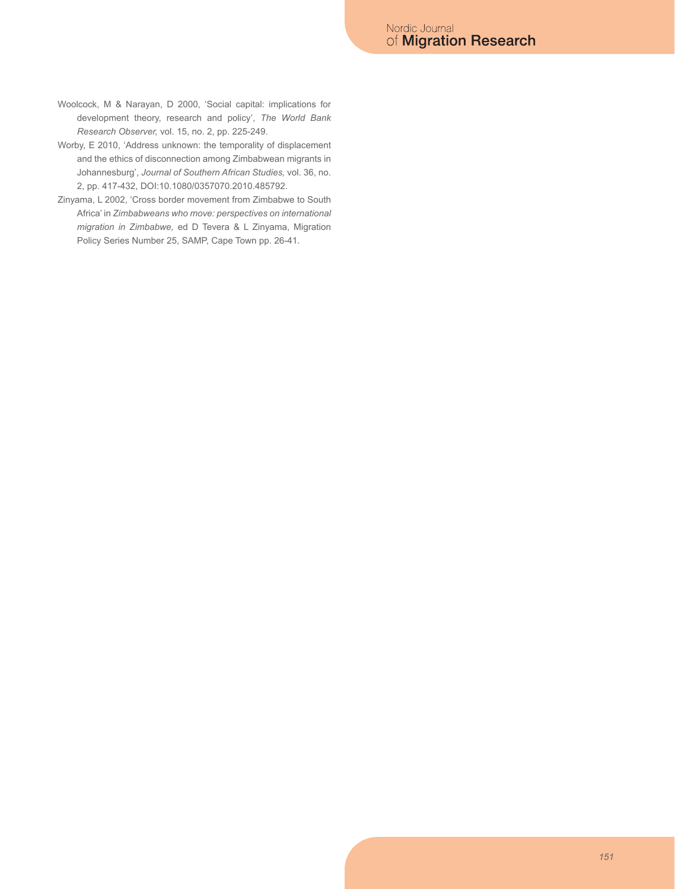Woolcock, M & Narayan, D 2000, 'Social capital: implications for development theory, research and policy', *The World Bank Research Observer,* vol. 15, no. 2, pp. 225-249.

Worby, E 2010, 'Address unknown: the temporality of displacement and the ethics of disconnection among Zimbabwean migrants in Johannesburg', *Journal of Southern African Studies,* vol. 36, no. 2, pp. 417-432, DOI:10.1080/0357070.2010.485792.

Zinyama, L 2002, 'Cross border movement from Zimbabwe to South Africa' in *Zimbabweans who move: perspectives on international migration in Zimbabwe,* ed D Tevera & L Zinyama, Migration Policy Series Number 25, SAMP, Cape Town pp. 26-41.